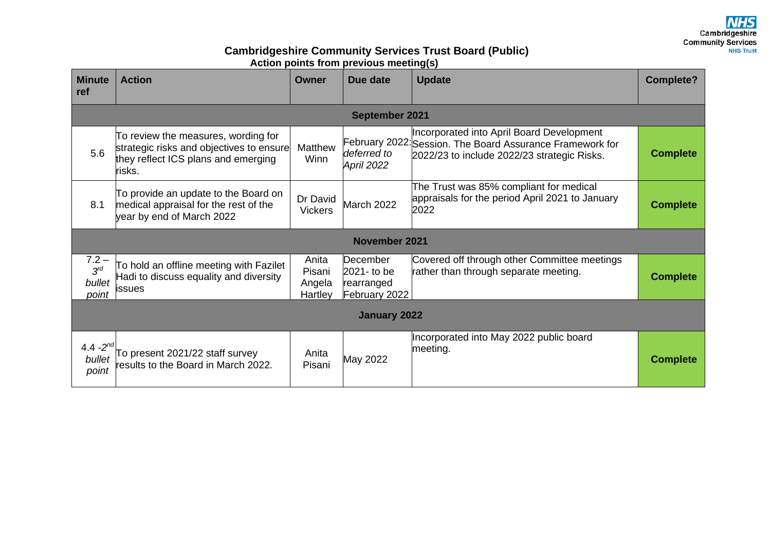# Cambridgeshire Community Services Trust Board (Public)

## Action points from previous meeting(s)

| Minute ref | Action | Owner | Due date | Update | Complete? |
|---|---|---|---|---|---|
| **September 2021** | | | | | |
| 5.6 | To review the measures, wording for strategic risks and objectives to ensure they reflect ICS plans and emerging risks. | Matthew Winn | February 2022: *deferred to April 2022* | Incorporated into April Board Development Session. The Board Assurance Framework for 2022/23 to include 2022/23 strategic Risks. | **Complete** |
| 8.1 | To provide an update to the Board on medical appraisal for the rest of the year by end of March 2022 | Dr David Vickers | March 2022 | The Trust was 85% compliant for medical appraisals for the period April 2021 to January 2022 | **Complete** |
| **November 2021** | | | | | |
| 7.2 – *3rd bullet point* | To hold an offline meeting with Fazilet Hadi to discuss equality and diversity issues | Anita Pisani Angela Hartley | December 2021- to be rearranged February 2022 | Covered off through other Committee meetings rather than through separate meeting. | **Complete** |
| **January 2022** | | | | | |
| 4.4 -*2nd bullet point* | To present 2021/22 staff survey results to the Board in March 2022. | Anita Pisani | May 2022 | Incorporated into May 2022 public board meeting. | **Complete** |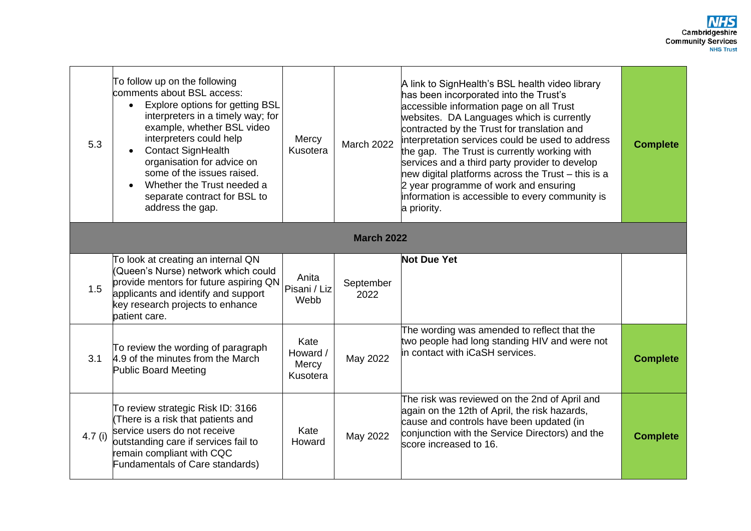| | | | | | |
|---|---|---|---|---|---|
| 5.3 | To follow up on the following comments about BSL access:<br>• Explore options for getting BSL interpreters in a timely way; for example, whether BSL video interpreters could help<br>• Contact SignHealth organisation for advice on some of the issues raised.<br>• Whether the Trust needed a separate contract for BSL to address the gap. | Mercy Kusotera | March 2022 | A link to SignHealth's BSL health video library has been incorporated into the Trust's accessible information page on all Trust websites. DA Languages which is currently contracted by the Trust for translation and interpretation services could be used to address the gap. The Trust is currently working with services and a third party provider to develop new digital platforms across the Trust – this is a 2 year programme of work and ensuring information is accessible to every community is a priority. | **Complete** |
| | | | **March 2022** | | |
| 1.5 | To look at creating an internal QN (Queen's Nurse) network which could provide mentors for future aspiring QN applicants and identify and support key research projects to enhance patient care. | Anita Pisani / Liz Webb | September 2022 | **Not Due Yet** | |
| 3.1 | To review the wording of paragraph 4.9 of the minutes from the March Public Board Meeting | Kate Howard / Mercy Kusotera | May 2022 | The wording was amended to reflect that the two people had long standing HIV and were not in contact with iCaSH services. | **Complete** |
| 4.7 (i) | To review strategic Risk ID: 3166 (There is a risk that patients and service users do not receive outstanding care if services fail to remain compliant with CQC Fundamentals of Care standards) | Kate Howard | May 2022 | The risk was reviewed on the 2nd of April and again on the 12th of April, the risk hazards, cause and controls have been updated (in conjunction with the Service Directors) and the score increased to 16. | **Complete** |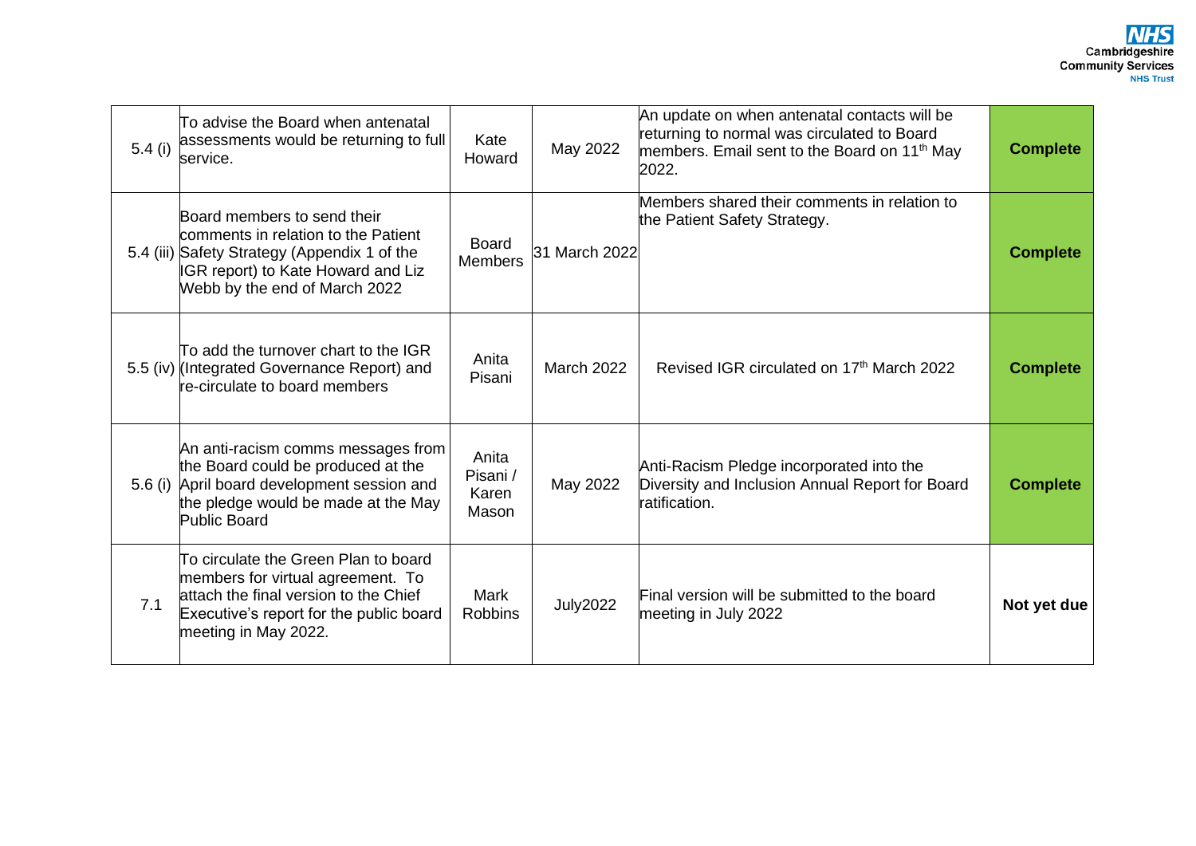| | | | | | |
|---|---|---|---|---|---|
| 5.4 (i) | To advise the Board when antenatal assessments would be returning to full service. | Kate Howard | May 2022 | An update on when antenatal contacts will be returning to normal was circulated to Board members. Email sent to the Board on 11th May 2022. | **Complete** |
| 5.4 (iii) | Board members to send their comments in relation to the Patient Safety Strategy (Appendix 1 of the IGR report) to Kate Howard and Liz Webb by the end of March 2022 | Board Members | 31 March 2022 | Members shared their comments in relation to the Patient Safety Strategy. | **Complete** |
| 5.5 (iv) | To add the turnover chart to the IGR (Integrated Governance Report) and re-circulate to board members | Anita Pisani | March 2022 | Revised IGR circulated on 17th March 2022 | **Complete** |
| 5.6 (i) | An anti-racism comms messages from the Board could be produced at the April board development session and the pledge would be made at the May Public Board | Anita Pisani / Karen Mason | May 2022 | Anti-Racism Pledge incorporated into the Diversity and Inclusion Annual Report for Board ratification. | **Complete** |
| 7.1 | To circulate the Green Plan to board members for virtual agreement. To attach the final version to the Chief Executive's report for the public board meeting in May 2022. | Mark Robbins | July2022 | Final version will be submitted to the board meeting in July 2022 | **Not yet due** |